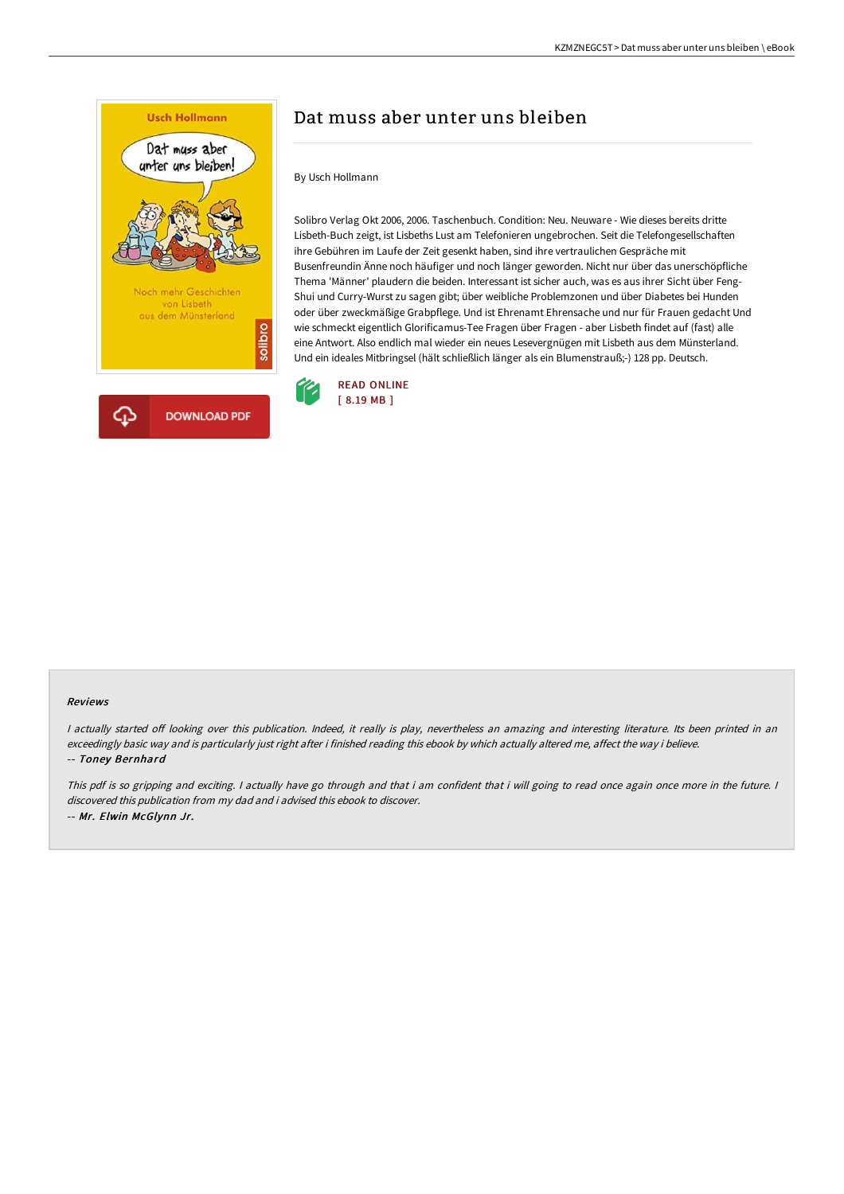# Dat muss aber unter uns bleiben

By Usch Hollmann

Solibro Verlag Okt 2006, 2006. Taschenbuch. Condition: Neu. Neuware - Wie dieses bereits dritte Lisbeth-Buch zeigt, ist Lisbeths Lust am Telefonieren ungebrochen. Seit die Telefongesellschaften ihre Gebühren im Laufe der Zeit gesenkt haben, sind ihre vertraulichen Gespräche mit Busenfreundin Änne noch häufiger und noch länger geworden. Nicht nur über das unerschöpfliche Thema 'Männer' plaudern die beiden. Interessant ist sicher auch, was es aus ihrer Sicht über Feng-Shui und Curry-Wurst zu sagen gibt; über weibliche Problemzonen und über Diabetes bei Hunden oder über zweckmäßige Grabpflege. Und ist Ehrenamt Ehrensache und nur für Frauen gedacht Und wie schmeckt eigentlich Glorificamus-Tee Fragen über Fragen - aber Lisbeth findet auf (fast) alle eine Antwort. Also endlich mal wieder ein neues Lesevergnügen mit Lisbeth aus dem Münsterland. Und ein ideales Mitbringsel (hält schließlich länger als ein Blumenstrauß;-) 128 pp. Deutsch.

READ ONLINE
[ 8.19 MB ]

DOWNLOAD PDF

### Reviews

*I actually started off looking over this publication. Indeed, it really is play, nevertheless an amazing and interesting literature. Its been printed in an exceedingly basic way and is particularly just right after i finished reading this ebook by which actually altered me, affect the way i believe.*

*-- Toney Bernhard*

*This pdf is so gripping and exciting. I actually have go through and that i am confident that i will going to read once again once more in the future. I discovered this publication from my dad and i advised this ebook to discover.*

*-- Mr. Elwin McGlynn Jr.*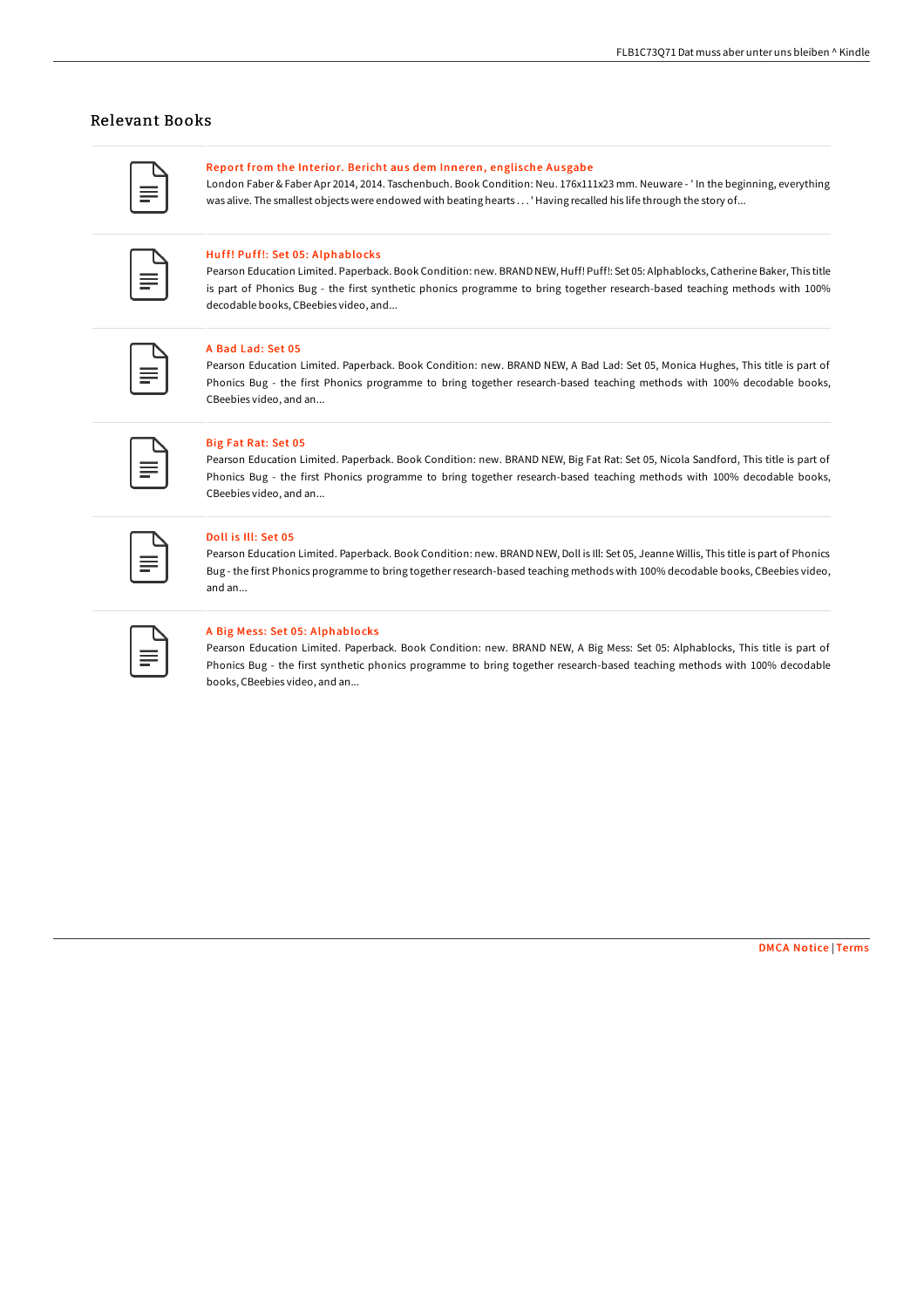## Relevant Books

### Report from the Interior. Bericht aus dem Inneren, englische Ausgabe

London Faber & Faber Apr 2014, 2014. Taschenbuch. Book Condition: Neu. 176x111x23 mm. Neuware - ' In the beginning, everything was alive. The smallest objects were endowed with beating hearts . . . ' Having recalled his life through the story of...

### Huff! Puff!: Set 05: Alphablocks

Pearson Education Limited. Paperback. Book Condition: new. BRAND NEW, Huff! Puff!: Set 05: Alphablocks, Catherine Baker, This title is part of Phonics Bug - the first synthetic phonics programme to bring together research-based teaching methods with 100% decodable books, CBeebies video, and...

### A Bad Lad: Set 05

Pearson Education Limited. Paperback. Book Condition: new. BRAND NEW, A Bad Lad: Set 05, Monica Hughes, This title is part of Phonics Bug - the first Phonics programme to bring together research-based teaching methods with 100% decodable books, CBeebies video, and an...

### Big Fat Rat: Set 05

Pearson Education Limited. Paperback. Book Condition: new. BRAND NEW, Big Fat Rat: Set 05, Nicola Sandford, This title is part of Phonics Bug - the first Phonics programme to bring together research-based teaching methods with 100% decodable books, CBeebies video, and an...

### Doll is Ill: Set 05

Pearson Education Limited. Paperback. Book Condition: new. BRAND NEW, Doll is Ill: Set 05, Jeanne Willis, This title is part of Phonics Bug - the first Phonics programme to bring together research-based teaching methods with 100% decodable books, CBeebies video, and an...

### A Big Mess: Set 05: Alphablocks

Pearson Education Limited. Paperback. Book Condition: new. BRAND NEW, A Big Mess: Set 05: Alphablocks, This title is part of Phonics Bug - the first synthetic phonics programme to bring together research-based teaching methods with 100% decodable books, CBeebies video, and an...